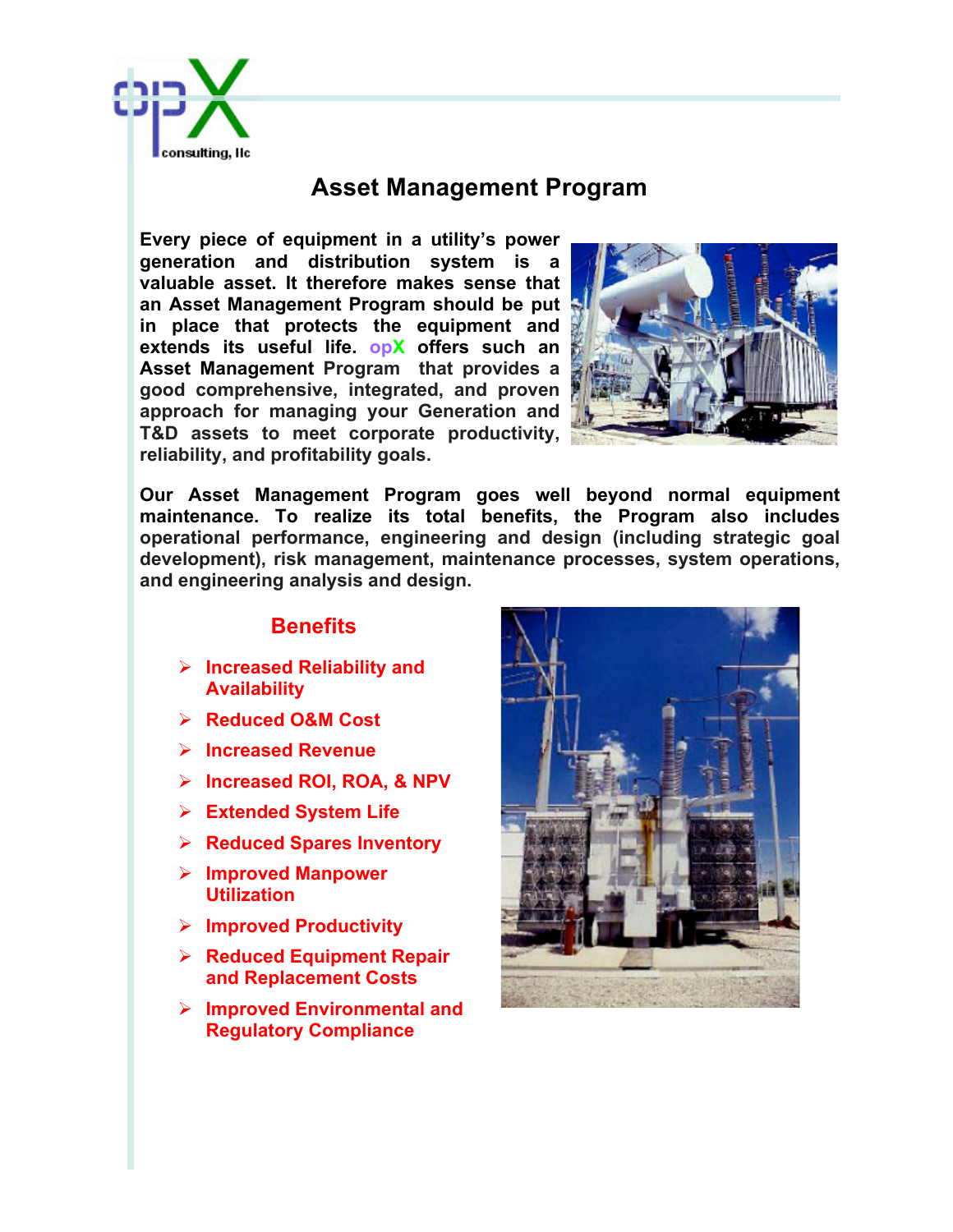opX consulting, llc

# Asset Management Program

**Every piece of equipment in a utility's power generation and distribution system is a valuable asset. It therefore makes sense that an Asset Management Program should be put in place that protects the equipment and extends its useful life. opX offers such an Asset Management Program that provides a good comprehensive, integrated, and proven approach for managing your Generation and T&D assets to meet corporate productivity, reliability, and profitability goals.**

**Our Asset Management Program goes well beyond normal equipment maintenance. To realize its total benefits, the Program also includes operational performance, engineering and design (including strategic goal development), risk management, maintenance processes, system operations, and engineering analysis and design.**

## Benefits

- **Increased Reliability and Availability**
- **Reduced O&M Cost**
- **Increased Revenue**
- **Increased ROI, ROA, & NPV**
- **Extended System Life**
- **Reduced Spares Inventory**
- **Improved Manpower Utilization**
- **Improved Productivity**
- **Reduced Equipment Repair and Replacement Costs**
- **Improved Environmental and Regulatory Compliance**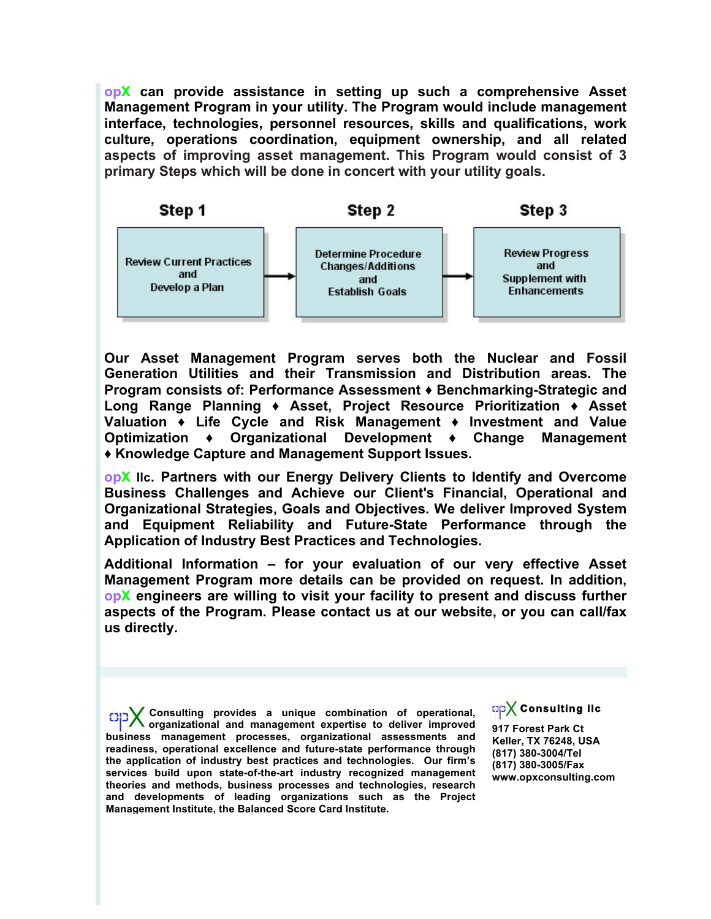**opX can provide assistance in setting up such a comprehensive Asset Management Program in your utility. The Program would include management interface, technologies, personnel resources, skills and qualifications, work culture, operations coordination, equipment ownership, and all related aspects of improving asset management. This Program would consist of 3 primary Steps which will be done in concert with your utility goals.**

**Step 1**

Review Current Practices and Develop a Plan

→

**Step 2**

Determine Procedure Changes/Additions and Establish Goals

→

**Step 3**

Review Progress and Supplement with Enhancements

**Our Asset Management Program serves both the Nuclear and Fossil Generation Utilities and their Transmission and Distribution areas. The Program consists of: Performance Assessment ♦ Benchmarking-Strategic and Long Range Planning ♦ Asset, Project Resource Prioritization ♦ Asset Valuation ♦ Life Cycle and Risk Management ♦ Investment and Value Optimization ♦ Organizational Development ♦ Change Management ♦ Knowledge Capture and Management Support Issues.**

**opX llc. Partners with our Energy Delivery Clients to Identify and Overcome Business Challenges and Achieve our Client's Financial, Operational and Organizational Strategies, Goals and Objectives. We deliver Improved System and Equipment Reliability and Future-State Performance through the Application of Industry Best Practices and Technologies.**

**Additional Information – for your evaluation of our very effective Asset Management Program more details can be provided on request. In addition, opX engineers are willing to visit your facility to present and discuss further aspects of the Program. Please contact us at our website, or you can call/fax us directly.**

**opX Consulting provides a unique combination of operational, organizational and management expertise to deliver improved business management processes, organizational assessments and readiness, operational excellence and future-state performance through the application of industry best practices and technologies. Our firm's services build upon state-of-the-art industry recognized management theories and methods, business processes and technologies, research and developments of leading organizations such as the Project Management Institute, the Balanced Score Card Institute.**

**opX Consulting llc**

**917 Forest Park Ct**
**Keller, TX 76248, USA**
**(817) 380-3004/Tel**
**(817) 380-3005/Fax**
**www.opxconsulting.com**